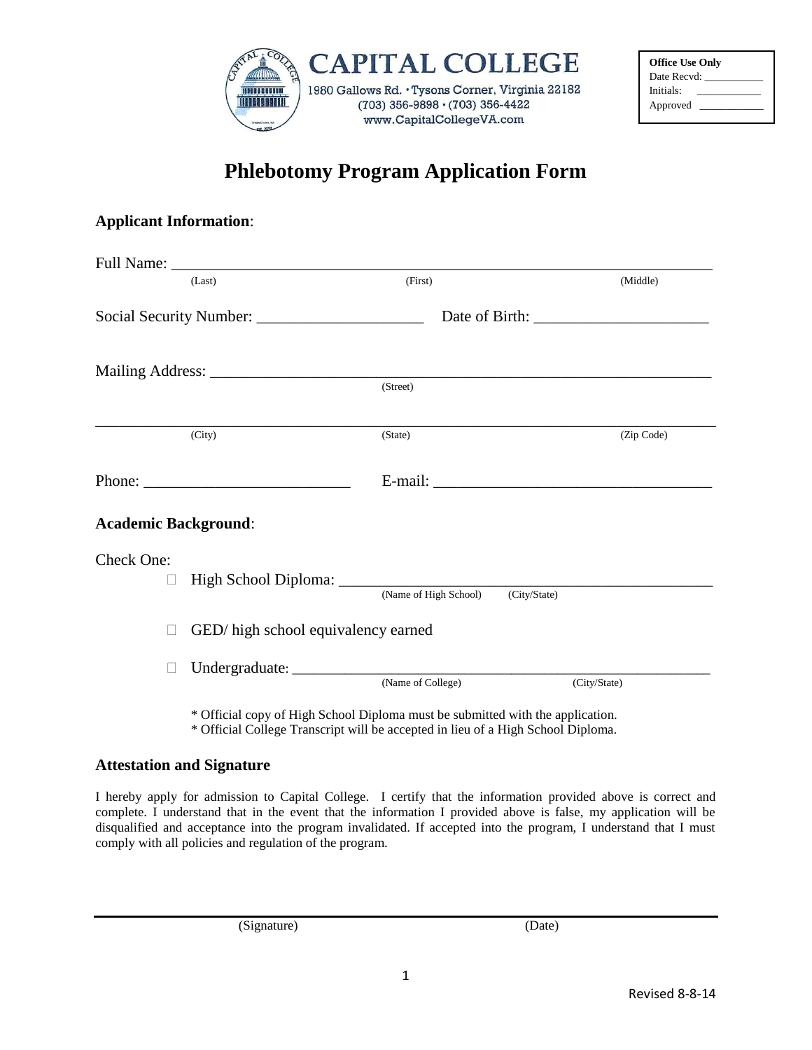**CAPITAL COLLEGE**
1980 Gallows Rd. • Tysons Corner, Virginia 22182
(703) 356-9898 • (703) 356-4422
www.CapitalCollegeVA.com

**Office Use Only**
Date Recvd: ___________
Initials: ___________
Approved ___________

# Phlebotomy Program Application Form

### Applicant Information:

Full Name: ______________________________________________________________________
(Last) (First) (Middle)

Social Security Number: _____________________ Date of Birth: ______________________

Mailing Address: ____________________________________________________________
(Street)

______________________________________________________________________________
(City) (State) (Zip Code)

Phone: __________________________ E-mail: ___________________________________

### Academic Background:

Check One:

- ☐ High School Diploma: ______________________________________________
  (Name of High School) (City/State)
- ☐ GED/ high school equivalency earned
- ☐ Undergraduate: ___________________________________________________
  (Name of College) (City/State)

\* Official copy of High School Diploma must be submitted with the application.
\* Official College Transcript will be accepted in lieu of a High School Diploma.

### Attestation and Signature

I hereby apply for admission to Capital College. I certify that the information provided above is correct and complete. I understand that in the event that the information I provided above is false, my application will be disqualified and acceptance into the program invalidated. If accepted into the program, I understand that I must comply with all policies and regulation of the program.

______________________________________________________________________________
(Signature) (Date)

Revised 8-8-14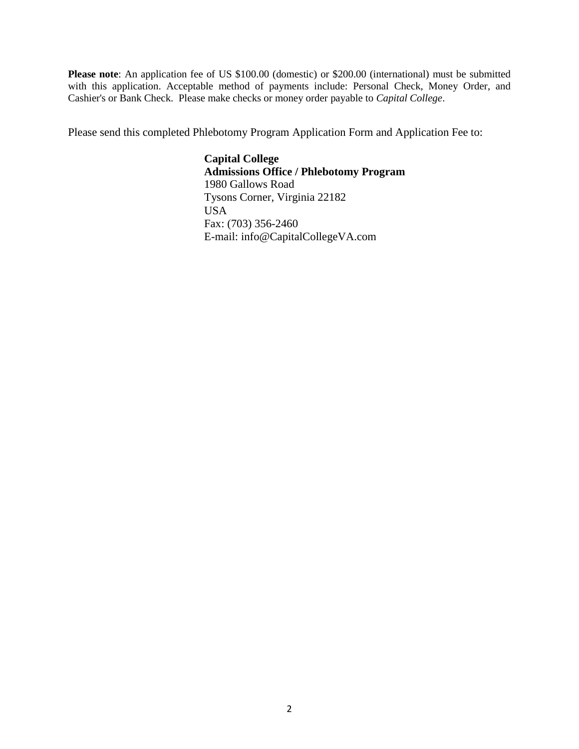**Please note**: An application fee of US $100.00 (domestic) or $200.00 (international) must be submitted with this application. Acceptable method of payments include: Personal Check, Money Order, and Cashier's or Bank Check. Please make checks or money order payable to *Capital College*.

Please send this completed Phlebotomy Program Application Form and Application Fee to:

**Capital College**
**Admissions Office / Phlebotomy Program**
1980 Gallows Road
Tysons Corner, Virginia 22182
USA
Fax: (703) 356-2460
E-mail: info@CapitalCollegeVA.com